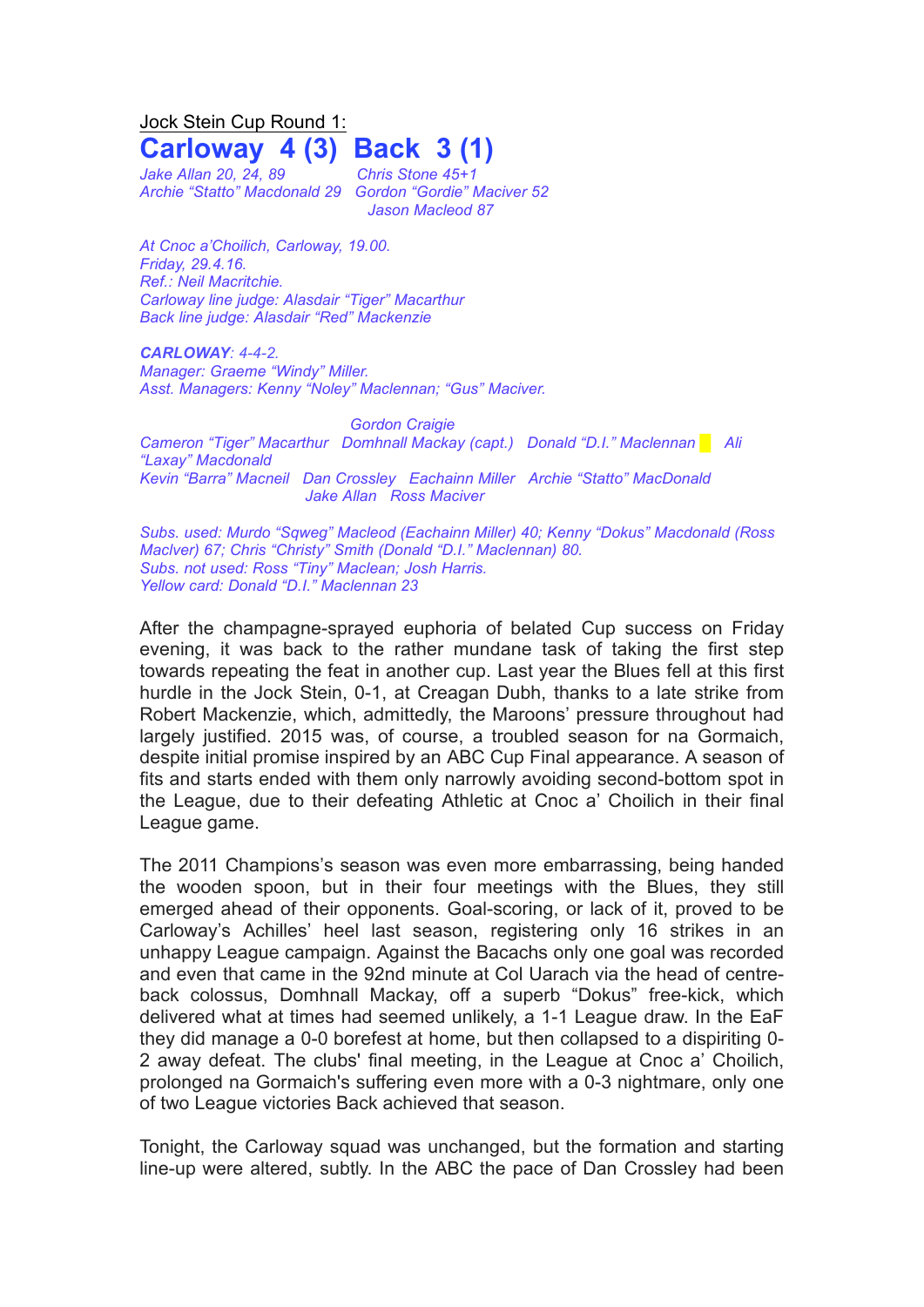Jock Stein Cup Round 1:

# Carloway 4 (3) Back 3 (1)

*Jake Allan 20, 24, 89* *Chris Stone 45+1*
*Archie "Statto" Macdonald 29* *Gordon "Gordie" Maciver 52*
*Jason Macleod 87*

*At Cnoc a'Choilich, Carloway, 19.00.*
*Friday, 29.4.16.*
*Ref.: Neil Macritchie.*
*Carloway line judge: Alasdair "Tiger" Macarthur*
*Back line judge: Alasdair "Red" Mackenzie*

***CARLOWAY**: 4-4-2.*
*Manager: Graeme "Windy" Miller.*
*Asst. Managers: Kenny "Noley" Maclennan; "Gus" Maciver.*

*Gordon Craigie*
*Cameron "Tiger" Macarthur Domhnall Mackay (capt.) Donald "D.I." Maclennan Ali "Laxay" Macdonald*
*Kevin "Barra" Macneil Dan Crossley Eachainn Miller Archie "Statto" MacDonald*
*Jake Allan Ross Maciver*

*Subs. used: Murdo "Sqweg" Macleod (Eachainn Miller) 40; Kenny "Dokus" Macdonald (Ross MacIver) 67; Chris "Christy" Smith (Donald "D.I." Maclennan) 80.*
*Subs. not used: Ross "Tiny" Maclean; Josh Harris.*
*Yellow card: Donald "D.I." Maclennan 23*

After the champagne-sprayed euphoria of belated Cup success on Friday evening, it was back to the rather mundane task of taking the first step towards repeating the feat in another cup. Last year the Blues fell at this first hurdle in the Jock Stein, 0-1, at Creagan Dubh, thanks to a late strike from Robert Mackenzie, which, admittedly, the Maroons' pressure throughout had largely justified. 2015 was, of course, a troubled season for na Gormaich, despite initial promise inspired by an ABC Cup Final appearance. A season of fits and starts ended with them only narrowly avoiding second-bottom spot in the League, due to their defeating Athletic at Cnoc a' Choilich in their final League game.

The 2011 Champions's season was even more embarrassing, being handed the wooden spoon, but in their four meetings with the Blues, they still emerged ahead of their opponents. Goal-scoring, or lack of it, proved to be Carloway's Achilles' heel last season, registering only 16 strikes in an unhappy League campaign. Against the Bacachs only one goal was recorded and even that came in the 92nd minute at Col Uarach via the head of centre-back colossus, Domhnall Mackay, off a superb "Dokus" free-kick, which delivered what at times had seemed unlikely, a 1-1 League draw. In the EaF they did manage a 0-0 borefest at home, but then collapsed to a dispiriting 0-2 away defeat. The clubs' final meeting, in the League at Cnoc a' Choilich, prolonged na Gormaich's suffering even more with a 0-3 nightmare, only one of two League victories Back achieved that season.

Tonight, the Carloway squad was unchanged, but the formation and starting line-up were altered, subtly. In the ABC the pace of Dan Crossley had been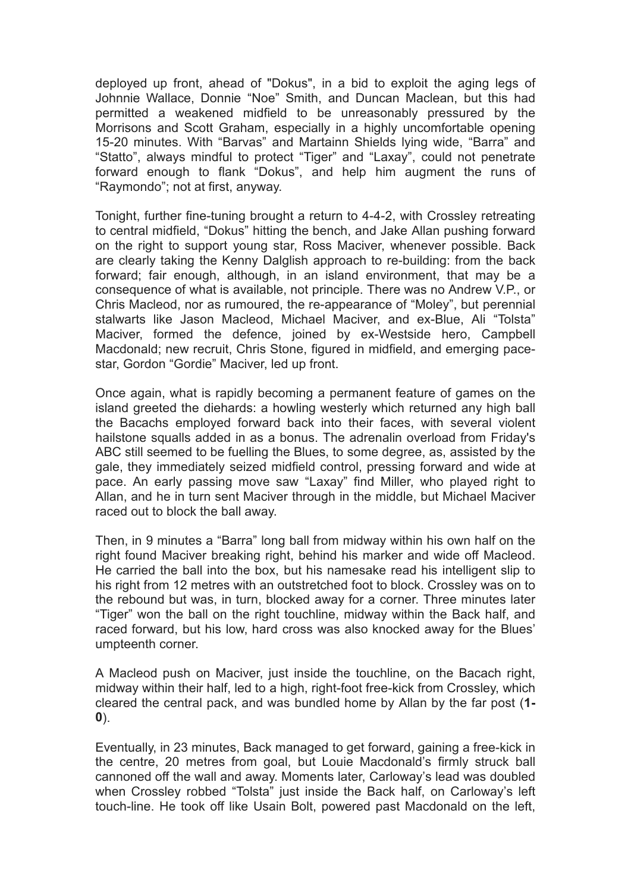deployed up front, ahead of "Dokus", in a bid to exploit the aging legs of Johnnie Wallace, Donnie “Noe” Smith, and Duncan Maclean, but this had permitted a weakened midfield to be unreasonably pressured by the Morrisons and Scott Graham, especially in a highly uncomfortable opening 15-20 minutes. With “Barvas” and Martainn Shields lying wide, “Barra” and “Statto”, always mindful to protect “Tiger” and “Laxay”, could not penetrate forward enough to flank “Dokus”, and help him augment the runs of “Raymondo”; not at first, anyway.

Tonight, further fine-tuning brought a return to 4-4-2, with Crossley retreating to central midfield, “Dokus” hitting the bench, and Jake Allan pushing forward on the right to support young star, Ross Maciver, whenever possible. Back are clearly taking the Kenny Dalglish approach to re-building: from the back forward; fair enough, although, in an island environment, that may be a consequence of what is available, not principle. There was no Andrew V.P., or Chris Macleod, nor as rumoured, the re-appearance of “Moley”, but perennial stalwarts like Jason Macleod, Michael Maciver, and ex-Blue, Ali “Tolsta” Maciver, formed the defence, joined by ex-Westside hero, Campbell Macdonald; new recruit, Chris Stone, figured in midfield, and emerging pace-star, Gordon “Gordie” Maciver, led up front.

Once again, what is rapidly becoming a permanent feature of games on the island greeted the diehards: a howling westerly which returned any high ball the Bacachs employed forward back into their faces, with several violent hailstone squalls added in as a bonus. The adrenalin overload from Friday's ABC still seemed to be fuelling the Blues, to some degree, as, assisted by the gale, they immediately seized midfield control, pressing forward and wide at pace. An early passing move saw “Laxay” find Miller, who played right to Allan, and he in turn sent Maciver through in the middle, but Michael Maciver raced out to block the ball away.

Then, in 9 minutes a “Barra” long ball from midway within his own half on the right found Maciver breaking right, behind his marker and wide off Macleod. He carried the ball into the box, but his namesake read his intelligent slip to his right from 12 metres with an outstretched foot to block. Crossley was on to the rebound but was, in turn, blocked away for a corner. Three minutes later “Tiger” won the ball on the right touchline, midway within the Back half, and raced forward, but his low, hard cross was also knocked away for the Blues' umpteenth corner.

A Macleod push on Maciver, just inside the touchline, on the Bacach right, midway within their half, led to a high, right-foot free-kick from Crossley, which cleared the central pack, and was bundled home by Allan by the far post (**1-0**).

Eventually, in 23 minutes, Back managed to get forward, gaining a free-kick in the centre, 20 metres from goal, but Louie Macdonald’s firmly struck ball cannoned off the wall and away. Moments later, Carloway’s lead was doubled when Crossley robbed “Tolsta” just inside the Back half, on Carloway’s left touch-line. He took off like Usain Bolt, powered past Macdonald on the left,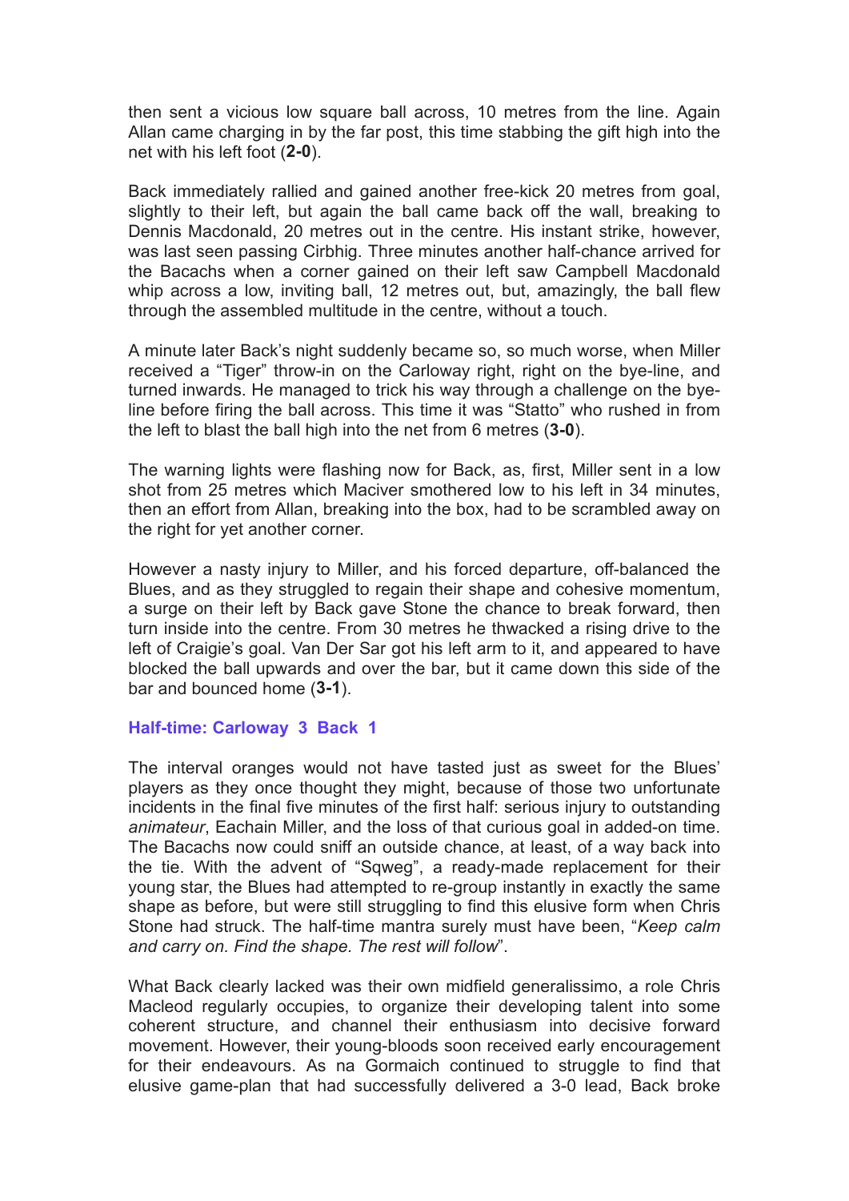then sent a vicious low square ball across, 10 metres from the line. Again Allan came charging in by the far post, this time stabbing the gift high into the net with his left foot (**2-0**).

Back immediately rallied and gained another free-kick 20 metres from goal, slightly to their left, but again the ball came back off the wall, breaking to Dennis Macdonald, 20 metres out in the centre. His instant strike, however, was last seen passing Cirbhig. Three minutes another half-chance arrived for the Bacachs when a corner gained on their left saw Campbell Macdonald whip across a low, inviting ball, 12 metres out, but, amazingly, the ball flew through the assembled multitude in the centre, without a touch.

A minute later Back's night suddenly became so, so much worse, when Miller received a "Tiger" throw-in on the Carloway right, right on the bye-line, and turned inwards. He managed to trick his way through a challenge on the bye-line before firing the ball across. This time it was "Statto" who rushed in from the left to blast the ball high into the net from 6 metres (**3-0**).

The warning lights were flashing now for Back, as, first, Miller sent in a low shot from 25 metres which Maciver smothered low to his left in 34 minutes, then an effort from Allan, breaking into the box, had to be scrambled away on the right for yet another corner.

However a nasty injury to Miller, and his forced departure, off-balanced the Blues, and as they struggled to regain their shape and cohesive momentum, a surge on their left by Back gave Stone the chance to break forward, then turn inside into the centre. From 30 metres he thwacked a rising drive to the left of Craigie's goal. Van Der Sar got his left arm to it, and appeared to have blocked the ball upwards and over the bar, but it came down this side of the bar and bounced home (**3-1**).

**Half-time: Carloway 3 Back 1**

The interval oranges would not have tasted just as sweet for the Blues' players as they once thought they might, because of those two unfortunate incidents in the final five minutes of the first half: serious injury to outstanding *animateur*, Eachain Miller, and the loss of that curious goal in added-on time. The Bacachs now could sniff an outside chance, at least, of a way back into the tie. With the advent of "Sqweg", a ready-made replacement for their young star, the Blues had attempted to re-group instantly in exactly the same shape as before, but were still struggling to find this elusive form when Chris Stone had struck. The half-time mantra surely must have been, "*Keep calm and carry on. Find the shape. The rest will follow*".

What Back clearly lacked was their own midfield generalissimo, a role Chris Macleod regularly occupies, to organize their developing talent into some coherent structure, and channel their enthusiasm into decisive forward movement. However, their young-bloods soon received early encouragement for their endeavours. As na Gormaich continued to struggle to find that elusive game-plan that had successfully delivered a 3-0 lead, Back broke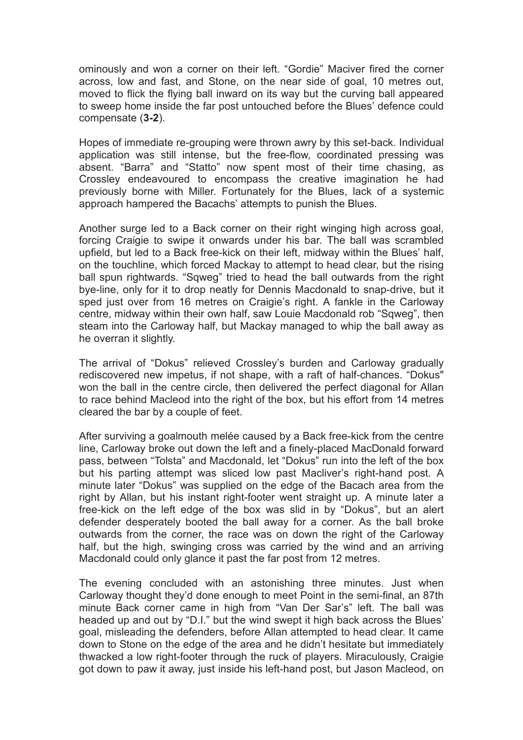ominously and won a corner on their left. "Gordie" Maciver fired the corner across, low and fast, and Stone, on the near side of goal, 10 metres out, moved to flick the flying ball inward on its way but the curving ball appeared to sweep home inside the far post untouched before the Blues' defence could compensate (**3-2**).

Hopes of immediate re-grouping were thrown awry by this set-back. Individual application was still intense, but the free-flow, coordinated pressing was absent. "Barra" and "Statto" now spent most of their time chasing, as Crossley endeavoured to encompass the creative imagination he had previously borne with Miller. Fortunately for the Blues, lack of a systemic approach hampered the Bacachs' attempts to punish the Blues.

Another surge led to a Back corner on their right winging high across goal, forcing Craigie to swipe it onwards under his bar. The ball was scrambled upfield, but led to a Back free-kick on their left, midway within the Blues' half, on the touchline, which forced Mackay to attempt to head clear, but the rising ball spun rightwards. "Sqweg" tried to head the ball outwards from the right bye-line, only for it to drop neatly for Dennis Macdonald to snap-drive, but it sped just over from 16 metres on Craigie's right. A fankle in the Carloway centre, midway within their own half, saw Louie Macdonald rob "Sqweg", then steam into the Carloway half, but Mackay managed to whip the ball away as he overran it slightly.

The arrival of "Dokus" relieved Crossley's burden and Carloway gradually rediscovered new impetus, if not shape, with a raft of half-chances. "Dokus" won the ball in the centre circle, then delivered the perfect diagonal for Allan to race behind Macleod into the right of the box, but his effort from 14 metres cleared the bar by a couple of feet.

After surviving a goalmouth melée caused by a Back free-kick from the centre line, Carloway broke out down the left and a finely-placed MacDonald forward pass, between "Tolsta" and Macdonald, let "Dokus" run into the left of the box but his parting attempt was sliced low past Maclver's right-hand post. A minute later "Dokus" was supplied on the edge of the Bacach area from the right by Allan, but his instant right-footer went straight up. A minute later a free-kick on the left edge of the box was slid in by "Dokus", but an alert defender desperately booted the ball away for a corner. As the ball broke outwards from the corner, the race was on down the right of the Carloway half, but the high, swinging cross was carried by the wind and an arriving Macdonald could only glance it past the far post from 12 metres.

The evening concluded with an astonishing three minutes. Just when Carloway thought they'd done enough to meet Point in the semi-final, an 87th minute Back corner came in high from "Van Der Sar's" left. The ball was headed up and out by "D.I." but the wind swept it high back across the Blues' goal, misleading the defenders, before Allan attempted to head clear. It came down to Stone on the edge of the area and he didn't hesitate but immediately thwacked a low right-footer through the ruck of players. Miraculously, Craigie got down to paw it away, just inside his left-hand post, but Jason Macleod, on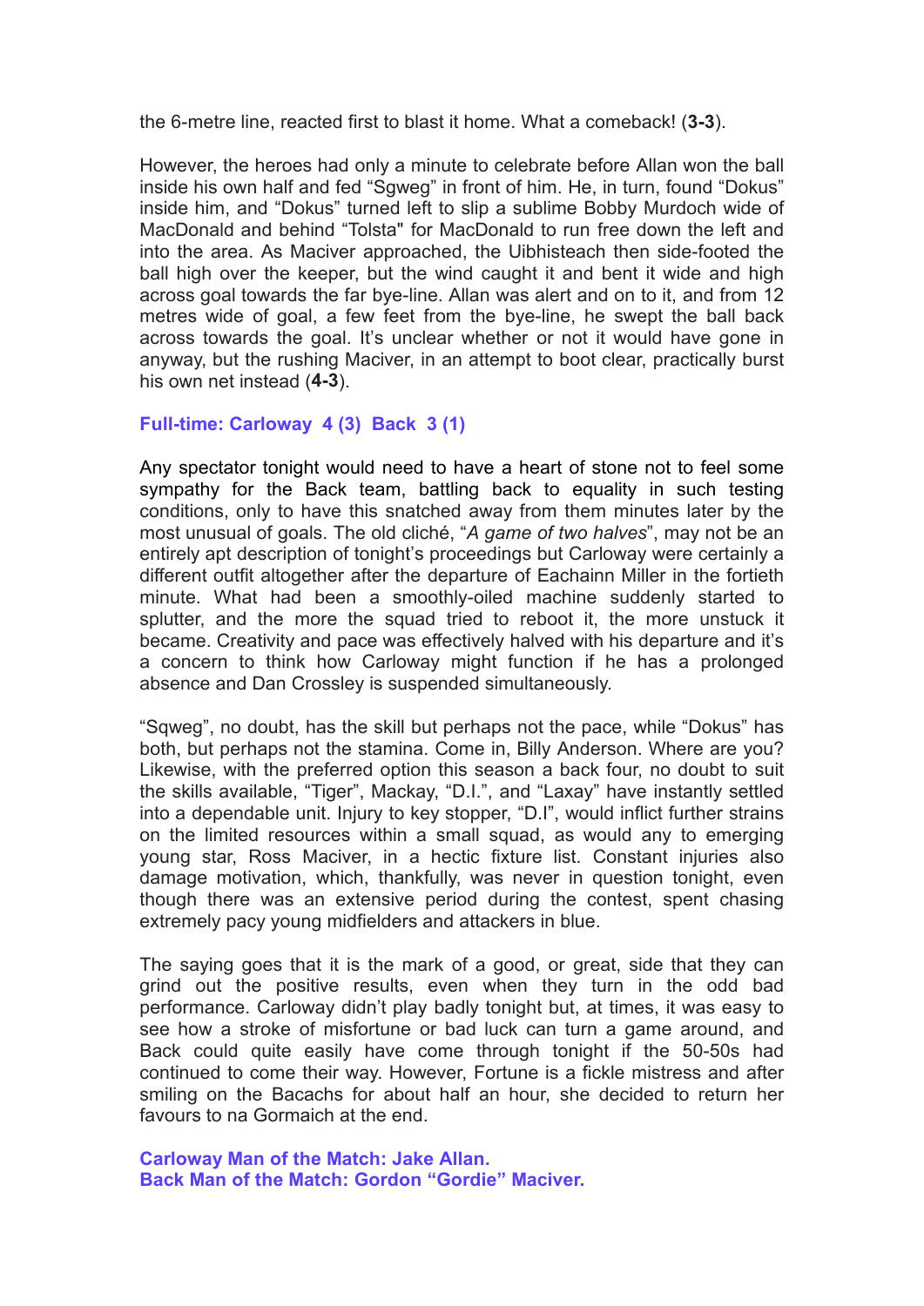the 6-metre line, reacted first to blast it home. What a comeback! (**3-3**).

However, the heroes had only a minute to celebrate before Allan won the ball inside his own half and fed "Sgweg" in front of him. He, in turn, found "Dokus" inside him, and "Dokus" turned left to slip a sublime Bobby Murdoch wide of MacDonald and behind "Tolsta" for MacDonald to run free down the left and into the area. As Maciver approached, the Uibhisteach then side-footed the ball high over the keeper, but the wind caught it and bent it wide and high across goal towards the far bye-line. Allan was alert and on to it, and from 12 metres wide of goal, a few feet from the bye-line, he swept the ball back across towards the goal. It's unclear whether or not it would have gone in anyway, but the rushing Maciver, in an attempt to boot clear, practically burst his own net instead (**4-3**).

**Full-time: Carloway 4 (3) Back 3 (1)**

Any spectator tonight would need to have a heart of stone not to feel some sympathy for the Back team, battling back to equality in such testing conditions, only to have this snatched away from them minutes later by the most unusual of goals. The old cliché, "*A game of two halves*", may not be an entirely apt description of tonight's proceedings but Carloway were certainly a different outfit altogether after the departure of Eachainn Miller in the fortieth minute. What had been a smoothly-oiled machine suddenly started to splutter, and the more the squad tried to reboot it, the more unstuck it became. Creativity and pace was effectively halved with his departure and it's a concern to think how Carloway might function if he has a prolonged absence and Dan Crossley is suspended simultaneously.

"Sqweg", no doubt, has the skill but perhaps not the pace, while "Dokus" has both, but perhaps not the stamina. Come in, Billy Anderson. Where are you? Likewise, with the preferred option this season a back four, no doubt to suit the skills available, "Tiger", Mackay, "D.I.", and "Laxay" have instantly settled into a dependable unit. Injury to key stopper, "D.I", would inflict further strains on the limited resources within a small squad, as would any to emerging young star, Ross Maciver, in a hectic fixture list. Constant injuries also damage motivation, which, thankfully, was never in question tonight, even though there was an extensive period during the contest, spent chasing extremely pacy young midfielders and attackers in blue.

The saying goes that it is the mark of a good, or great, side that they can grind out the positive results, even when they turn in the odd bad performance. Carloway didn't play badly tonight but, at times, it was easy to see how a stroke of misfortune or bad luck can turn a game around, and Back could quite easily have come through tonight if the 50-50s had continued to come their way. However, Fortune is a fickle mistress and after smiling on the Bacachs for about half an hour, she decided to return her favours to na Gormaich at the end.

**Carloway Man of the Match: Jake Allan.**
**Back Man of the Match: Gordon "Gordie" Maciver.**